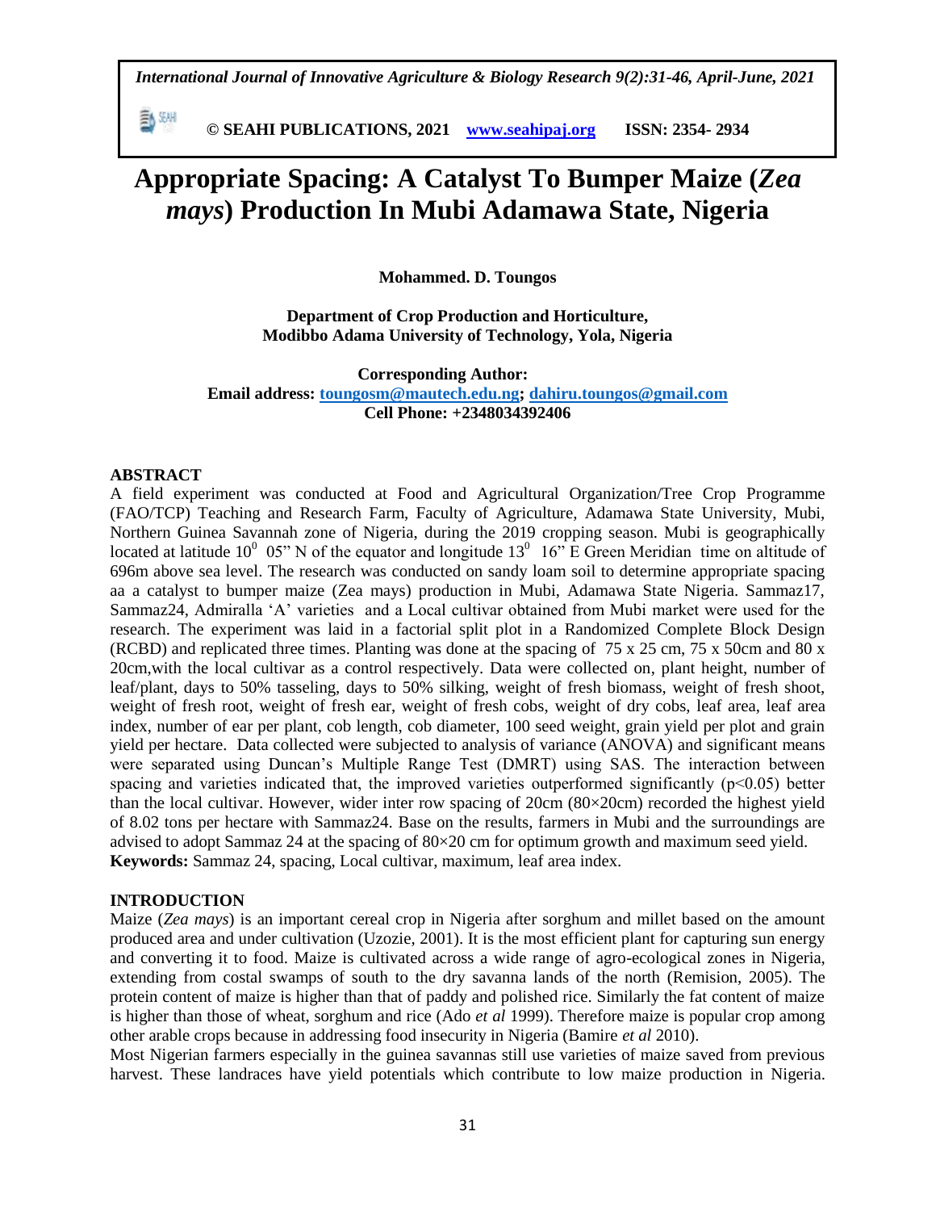*International Journal of Innovative Agriculture & Biology Research 9(2):31-46, April-June, 2021*

**© SEAHI PUBLICATIONS, 2021 www.seahipaj.org ISSN: 2354- 2934**

# Appropriate Spacing: A Catalyst To Bumper Maize (*Zea mays*) Production In Mubi Adamawa State, Nigeria

**Mohammed. D. Toungos**

**Department of Crop Production and Horticulture,**
**Modibbo Adama University of Technology, Yola, Nigeria**

**Corresponding Author:**
**Email address: toungosm@mautech.edu.ng; dahiru.toungos@gmail.com**
**Cell Phone: +2348034392406**

## ABSTRACT

A field experiment was conducted at Food and Agricultural Organization/Tree Crop Programme (FAO/TCP) Teaching and Research Farm, Faculty of Agriculture, Adamawa State University, Mubi, Northern Guinea Savannah zone of Nigeria, during the 2019 cropping season. Mubi is geographically located at latitude $10^0$ 05" N of the equator and longitude $13^0$ 16" E Green Meridian time on altitude of 696m above sea level. The research was conducted on sandy loam soil to determine appropriate spacing aa a catalyst to bumper maize (Zea mays) production in Mubi, Adamawa State Nigeria. Sammaz17, Sammaz24, Admiralla 'A' varieties and a Local cultivar obtained from Mubi market were used for the research. The experiment was laid in a factorial split plot in a Randomized Complete Block Design (RCBD) and replicated three times. Planting was done at the spacing of 75 x 25 cm, 75 x 50cm and 80 x 20cm,with the local cultivar as a control respectively. Data were collected on, plant height, number of leaf/plant, days to 50% tasseling, days to 50% silking, weight of fresh biomass, weight of fresh shoot, weight of fresh root, weight of fresh ear, weight of fresh cobs, weight of dry cobs, leaf area, leaf area index, number of ear per plant, cob length, cob diameter, 100 seed weight, grain yield per plot and grain yield per hectare. Data collected were subjected to analysis of variance (ANOVA) and significant means were separated using Duncan's Multiple Range Test (DMRT) using SAS. The interaction between spacing and varieties indicated that, the improved varieties outperformed significantly ($p<0.05$) better than the local cultivar. However, wider inter row spacing of 20cm (80×20cm) recorded the highest yield of 8.02 tons per hectare with Sammaz24. Base on the results, farmers in Mubi and the surroundings are advised to adopt Sammaz 24 at the spacing of 80×20 cm for optimum growth and maximum seed yield.

**Keywords:** Sammaz 24, spacing, Local cultivar, maximum, leaf area index.

## INTRODUCTION

Maize (*Zea mays*) is an important cereal crop in Nigeria after sorghum and millet based on the amount produced area and under cultivation (Uzozie, 2001). It is the most efficient plant for capturing sun energy and converting it to food. Maize is cultivated across a wide range of agro-ecological zones in Nigeria, extending from costal swamps of south to the dry savanna lands of the north (Remision, 2005). The protein content of maize is higher than that of paddy and polished rice. Similarly the fat content of maize is higher than those of wheat, sorghum and rice (Ado *et al* 1999). Therefore maize is popular crop among other arable crops because in addressing food insecurity in Nigeria (Bamire *et al* 2010).

Most Nigerian farmers especially in the guinea savannas still use varieties of maize saved from previous harvest. These landraces have yield potentials which contribute to low maize production in Nigeria.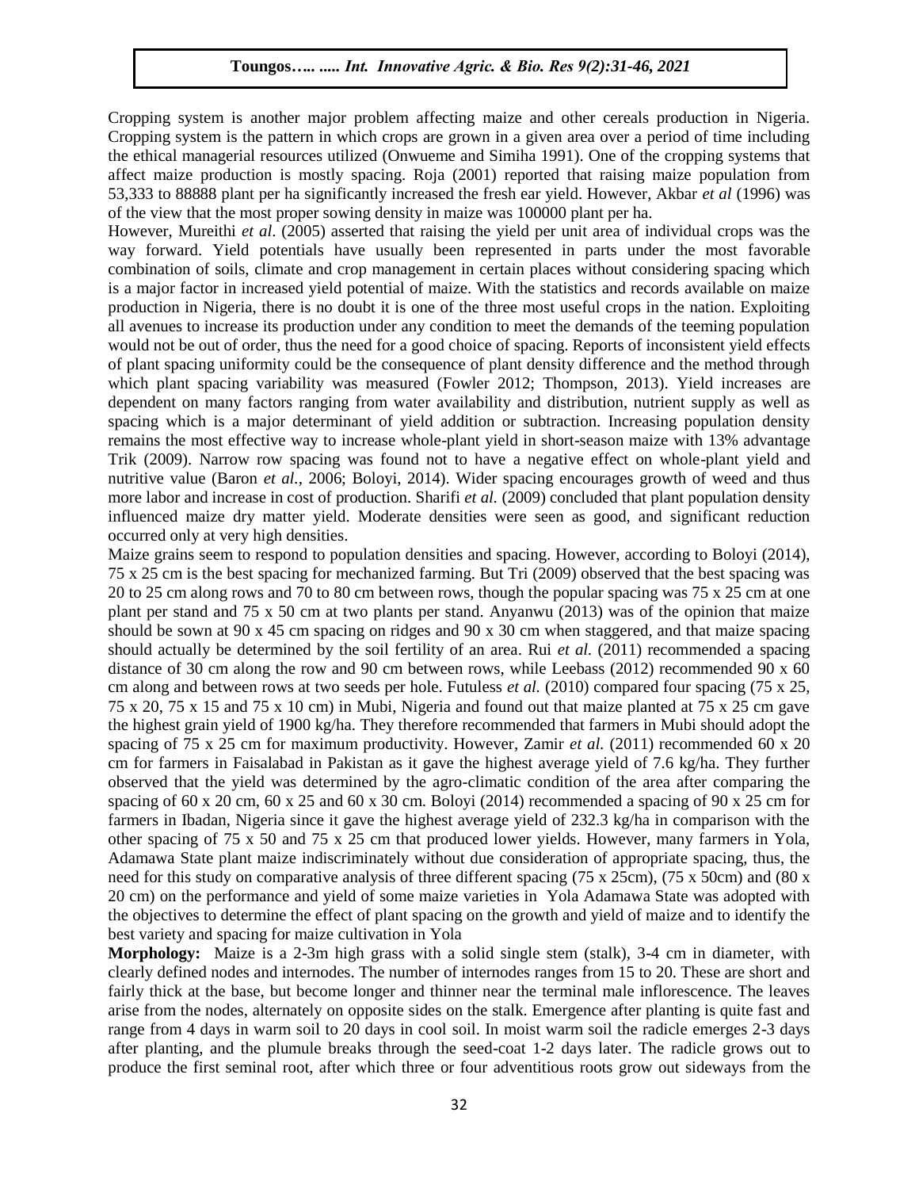Cropping system is another major problem affecting maize and other cereals production in Nigeria. Cropping system is the pattern in which crops are grown in a given area over a period of time including the ethical managerial resources utilized (Onwueme and Simiha 1991). One of the cropping systems that affect maize production is mostly spacing. Roja (2001) reported that raising maize population from 53,333 to 88888 plant per ha significantly increased the fresh ear yield. However, Akbar *et al* (1996) was of the view that the most proper sowing density in maize was 100000 plant per ha.

However, Mureithi *et al*. (2005) asserted that raising the yield per unit area of individual crops was the way forward. Yield potentials have usually been represented in parts under the most favorable combination of soils, climate and crop management in certain places without considering spacing which is a major factor in increased yield potential of maize. With the statistics and records available on maize production in Nigeria, there is no doubt it is one of the three most useful crops in the nation. Exploiting all avenues to increase its production under any condition to meet the demands of the teeming population would not be out of order, thus the need for a good choice of spacing. Reports of inconsistent yield effects of plant spacing uniformity could be the consequence of plant density difference and the method through which plant spacing variability was measured (Fowler 2012; Thompson, 2013). Yield increases are dependent on many factors ranging from water availability and distribution, nutrient supply as well as spacing which is a major determinant of yield addition or subtraction. Increasing population density remains the most effective way to increase whole-plant yield in short-season maize with 13% advantage Trik (2009). Narrow row spacing was found not to have a negative effect on whole-plant yield and nutritive value (Baron *et al.*, 2006; Boloyi, 2014). Wider spacing encourages growth of weed and thus more labor and increase in cost of production. Sharifi *et al.* (2009) concluded that plant population density influenced maize dry matter yield. Moderate densities were seen as good, and significant reduction occurred only at very high densities.

Maize grains seem to respond to population densities and spacing. However, according to Boloyi (2014), 75 x 25 cm is the best spacing for mechanized farming. But Tri (2009) observed that the best spacing was 20 to 25 cm along rows and 70 to 80 cm between rows, though the popular spacing was 75 x 25 cm at one plant per stand and 75 x 50 cm at two plants per stand. Anyanwu (2013) was of the opinion that maize should be sown at 90 x 45 cm spacing on ridges and 90 x 30 cm when staggered, and that maize spacing should actually be determined by the soil fertility of an area. Rui *et al.* (2011) recommended a spacing distance of 30 cm along the row and 90 cm between rows, while Leebass (2012) recommended 90 x 60 cm along and between rows at two seeds per hole. Futuless *et al.* (2010) compared four spacing (75 x 25, 75 x 20, 75 x 15 and 75 x 10 cm) in Mubi, Nigeria and found out that maize planted at 75 x 25 cm gave the highest grain yield of 1900 kg/ha. They therefore recommended that farmers in Mubi should adopt the spacing of 75 x 25 cm for maximum productivity. However, Zamir *et al.* (2011) recommended 60 x 20 cm for farmers in Faisalabad in Pakistan as it gave the highest average yield of 7.6 kg/ha. They further observed that the yield was determined by the agro-climatic condition of the area after comparing the spacing of 60 x 20 cm, 60 x 25 and 60 x 30 cm. Boloyi (2014) recommended a spacing of 90 x 25 cm for farmers in Ibadan, Nigeria since it gave the highest average yield of 232.3 kg/ha in comparison with the other spacing of 75 x 50 and 75 x 25 cm that produced lower yields. However, many farmers in Yola, Adamawa State plant maize indiscriminately without due consideration of appropriate spacing, thus, the need for this study on comparative analysis of three different spacing (75 x 25cm), (75 x 50cm) and (80 x 20 cm) on the performance and yield of some maize varieties in Yola Adamawa State was adopted with the objectives to determine the effect of plant spacing on the growth and yield of maize and to identify the best variety and spacing for maize cultivation in Yola

**Morphology:** Maize is a 2-3m high grass with a solid single stem (stalk), 3-4 cm in diameter, with clearly defined nodes and internodes. The number of internodes ranges from 15 to 20. These are short and fairly thick at the base, but become longer and thinner near the terminal male inflorescence. The leaves arise from the nodes, alternately on opposite sides on the stalk. Emergence after planting is quite fast and range from 4 days in warm soil to 20 days in cool soil. In moist warm soil the radicle emerges 2-3 days after planting, and the plumule breaks through the seed-coat 1-2 days later. The radicle grows out to produce the first seminal root, after which three or four adventitious roots grow out sideways from the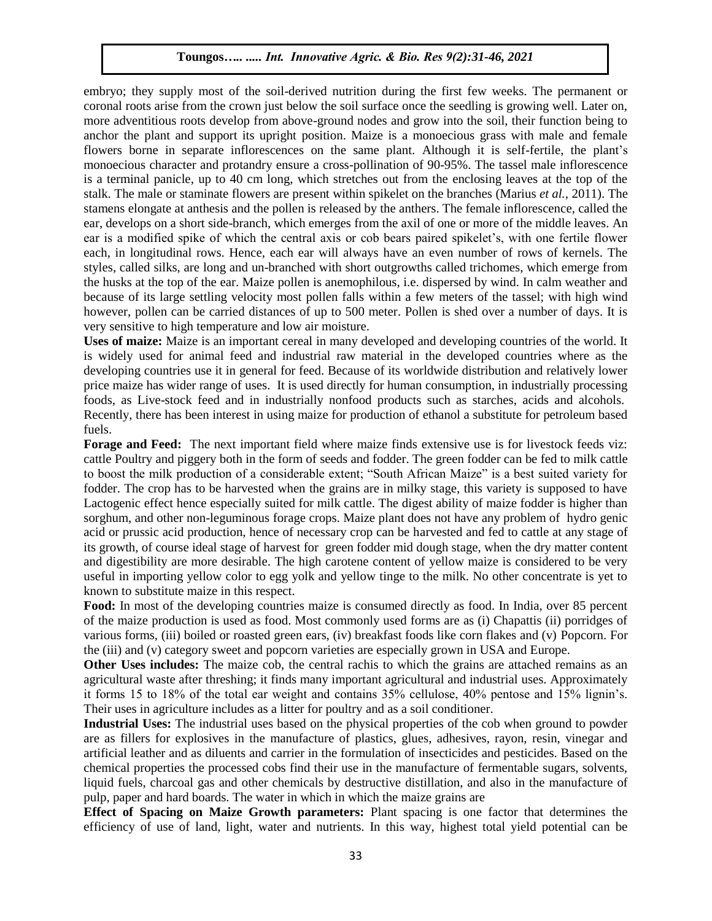embryo; they supply most of the soil-derived nutrition during the first few weeks. The permanent or coronal roots arise from the crown just below the soil surface once the seedling is growing well. Later on, more adventitious roots develop from above-ground nodes and grow into the soil, their function being to anchor the plant and support its upright position. Maize is a monoecious grass with male and female flowers borne in separate inflorescences on the same plant. Although it is self-fertile, the plant's monoecious character and protandry ensure a cross-pollination of 90-95%. The tassel male inflorescence is a terminal panicle, up to 40 cm long, which stretches out from the enclosing leaves at the top of the stalk. The male or staminate flowers are present within spikelet on the branches (Marius *et al.,* 2011). The stamens elongate at anthesis and the pollen is released by the anthers. The female inflorescence, called the ear, develops on a short side-branch, which emerges from the axil of one or more of the middle leaves. An ear is a modified spike of which the central axis or cob bears paired spikelet's, with one fertile flower each, in longitudinal rows. Hence, each ear will always have an even number of rows of kernels. The styles, called silks, are long and un-branched with short outgrowths called trichomes, which emerge from the husks at the top of the ear. Maize pollen is anemophilous, i.e. dispersed by wind. In calm weather and because of its large settling velocity most pollen falls within a few meters of the tassel; with high wind however, pollen can be carried distances of up to 500 meter. Pollen is shed over a number of days. It is very sensitive to high temperature and low air moisture.

**Uses of maize:** Maize is an important cereal in many developed and developing countries of the world. It is widely used for animal feed and industrial raw material in the developed countries where as the developing countries use it in general for feed. Because of its worldwide distribution and relatively lower price maize has wider range of uses. It is used directly for human consumption, in industrially processing foods, as Live-stock feed and in industrially nonfood products such as starches, acids and alcohols. Recently, there has been interest in using maize for production of ethanol a substitute for petroleum based fuels.

**Forage and Feed:** The next important field where maize finds extensive use is for livestock feeds viz: cattle Poultry and piggery both in the form of seeds and fodder. The green fodder can be fed to milk cattle to boost the milk production of a considerable extent; "South African Maize" is a best suited variety for fodder. The crop has to be harvested when the grains are in milky stage, this variety is supposed to have Lactogenic effect hence especially suited for milk cattle. The digest ability of maize fodder is higher than sorghum, and other non-leguminous forage crops. Maize plant does not have any problem of hydro genic acid or prussic acid production, hence of necessary crop can be harvested and fed to cattle at any stage of its growth, of course ideal stage of harvest for green fodder mid dough stage, when the dry matter content and digestibility are more desirable. The high carotene content of yellow maize is considered to be very useful in importing yellow color to egg yolk and yellow tinge to the milk. No other concentrate is yet to known to substitute maize in this respect.

**Food:** In most of the developing countries maize is consumed directly as food. In India, over 85 percent of the maize production is used as food. Most commonly used forms are as (i) Chapattis (ii) porridges of various forms, (iii) boiled or roasted green ears, (iv) breakfast foods like corn flakes and (v) Popcorn. For the (iii) and (v) category sweet and popcorn varieties are especially grown in USA and Europe.

**Other Uses includes:** The maize cob, the central rachis to which the grains are attached remains as an agricultural waste after threshing; it finds many important agricultural and industrial uses. Approximately it forms 15 to 18% of the total ear weight and contains 35% cellulose, 40% pentose and 15% lignin's. Their uses in agriculture includes as a litter for poultry and as a soil conditioner.

**Industrial Uses:** The industrial uses based on the physical properties of the cob when ground to powder are as fillers for explosives in the manufacture of plastics, glues, adhesives, rayon, resin, vinegar and artificial leather and as diluents and carrier in the formulation of insecticides and pesticides. Based on the chemical properties the processed cobs find their use in the manufacture of fermentable sugars, solvents, liquid fuels, charcoal gas and other chemicals by destructive distillation, and also in the manufacture of pulp, paper and hard boards. The water in which in which the maize grains are

**Effect of Spacing on Maize Growth parameters:** Plant spacing is one factor that determines the efficiency of use of land, light, water and nutrients. In this way, highest total yield potential can be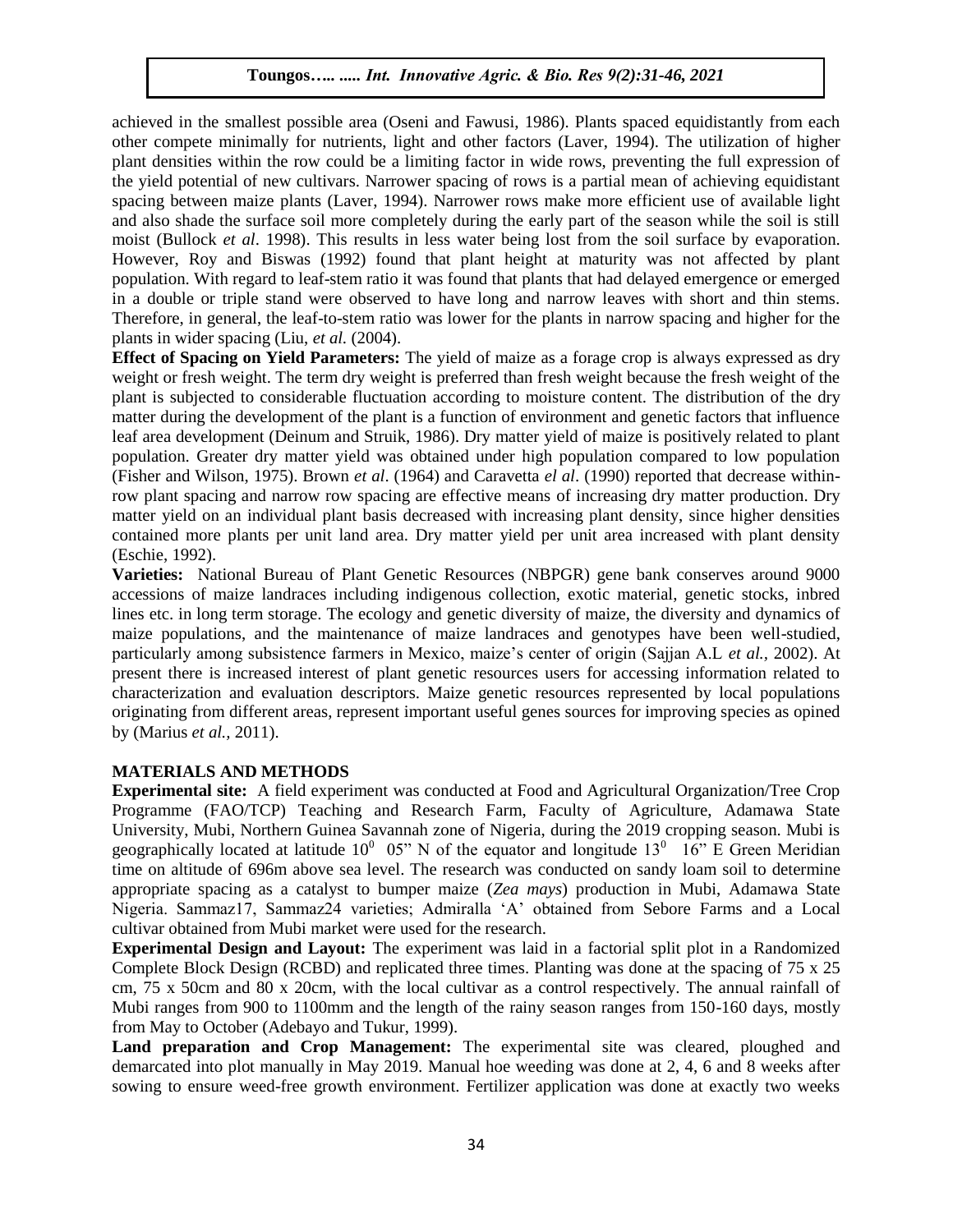achieved in the smallest possible area (Oseni and Fawusi, 1986). Plants spaced equidistantly from each other compete minimally for nutrients, light and other factors (Laver, 1994). The utilization of higher plant densities within the row could be a limiting factor in wide rows, preventing the full expression of the yield potential of new cultivars. Narrower spacing of rows is a partial mean of achieving equidistant spacing between maize plants (Laver, 1994). Narrower rows make more efficient use of available light and also shade the surface soil more completely during the early part of the season while the soil is still moist (Bullock *et al*. 1998). This results in less water being lost from the soil surface by evaporation. However, Roy and Biswas (1992) found that plant height at maturity was not affected by plant population. With regard to leaf-stem ratio it was found that plants that had delayed emergence or emerged in a double or triple stand were observed to have long and narrow leaves with short and thin stems. Therefore, in general, the leaf-to-stem ratio was lower for the plants in narrow spacing and higher for the plants in wider spacing (Liu, *et al.* (2004).

**Effect of Spacing on Yield Parameters:** The yield of maize as a forage crop is always expressed as dry weight or fresh weight. The term dry weight is preferred than fresh weight because the fresh weight of the plant is subjected to considerable fluctuation according to moisture content. The distribution of the dry matter during the development of the plant is a function of environment and genetic factors that influence leaf area development (Deinum and Struik, 1986). Dry matter yield of maize is positively related to plant population. Greater dry matter yield was obtained under high population compared to low population (Fisher and Wilson, 1975). Brown *et al*. (1964) and Caravetta *el al*. (1990) reported that decrease within-row plant spacing and narrow row spacing are effective means of increasing dry matter production. Dry matter yield on an individual plant basis decreased with increasing plant density, since higher densities contained more plants per unit land area. Dry matter yield per unit area increased with plant density (Eschie, 1992).

**Varieties:** National Bureau of Plant Genetic Resources (NBPGR) gene bank conserves around 9000 accessions of maize landraces including indigenous collection, exotic material, genetic stocks, inbred lines etc. in long term storage. The ecology and genetic diversity of maize, the diversity and dynamics of maize populations, and the maintenance of maize landraces and genotypes have been well-studied, particularly among subsistence farmers in Mexico, maize's center of origin (Sajjan A.L *et al.,* 2002). At present there is increased interest of plant genetic resources users for accessing information related to characterization and evaluation descriptors. Maize genetic resources represented by local populations originating from different areas, represent important useful genes sources for improving species as opined by (Marius *et al.,* 2011).

## MATERIALS AND METHODS

**Experimental site:** A field experiment was conducted at Food and Agricultural Organization/Tree Crop Programme (FAO/TCP) Teaching and Research Farm, Faculty of Agriculture, Adamawa State University, Mubi, Northern Guinea Savannah zone of Nigeria, during the 2019 cropping season. Mubi is geographically located at latitude $10^0$ 05" N of the equator and longitude $13^0$ 16" E Green Meridian time on altitude of 696m above sea level. The research was conducted on sandy loam soil to determine appropriate spacing as a catalyst to bumper maize (*Zea mays*) production in Mubi, Adamawa State Nigeria. Sammaz17, Sammaz24 varieties; Admiralla 'A' obtained from Sebore Farms and a Local cultivar obtained from Mubi market were used for the research.

**Experimental Design and Layout:** The experiment was laid in a factorial split plot in a Randomized Complete Block Design (RCBD) and replicated three times. Planting was done at the spacing of 75 x 25 cm, 75 x 50cm and 80 x 20cm, with the local cultivar as a control respectively. The annual rainfall of Mubi ranges from 900 to 1100mm and the length of the rainy season ranges from 150-160 days, mostly from May to October (Adebayo and Tukur, 1999).

**Land preparation and Crop Management:** The experimental site was cleared, ploughed and demarcated into plot manually in May 2019. Manual hoe weeding was done at 2, 4, 6 and 8 weeks after sowing to ensure weed-free growth environment. Fertilizer application was done at exactly two weeks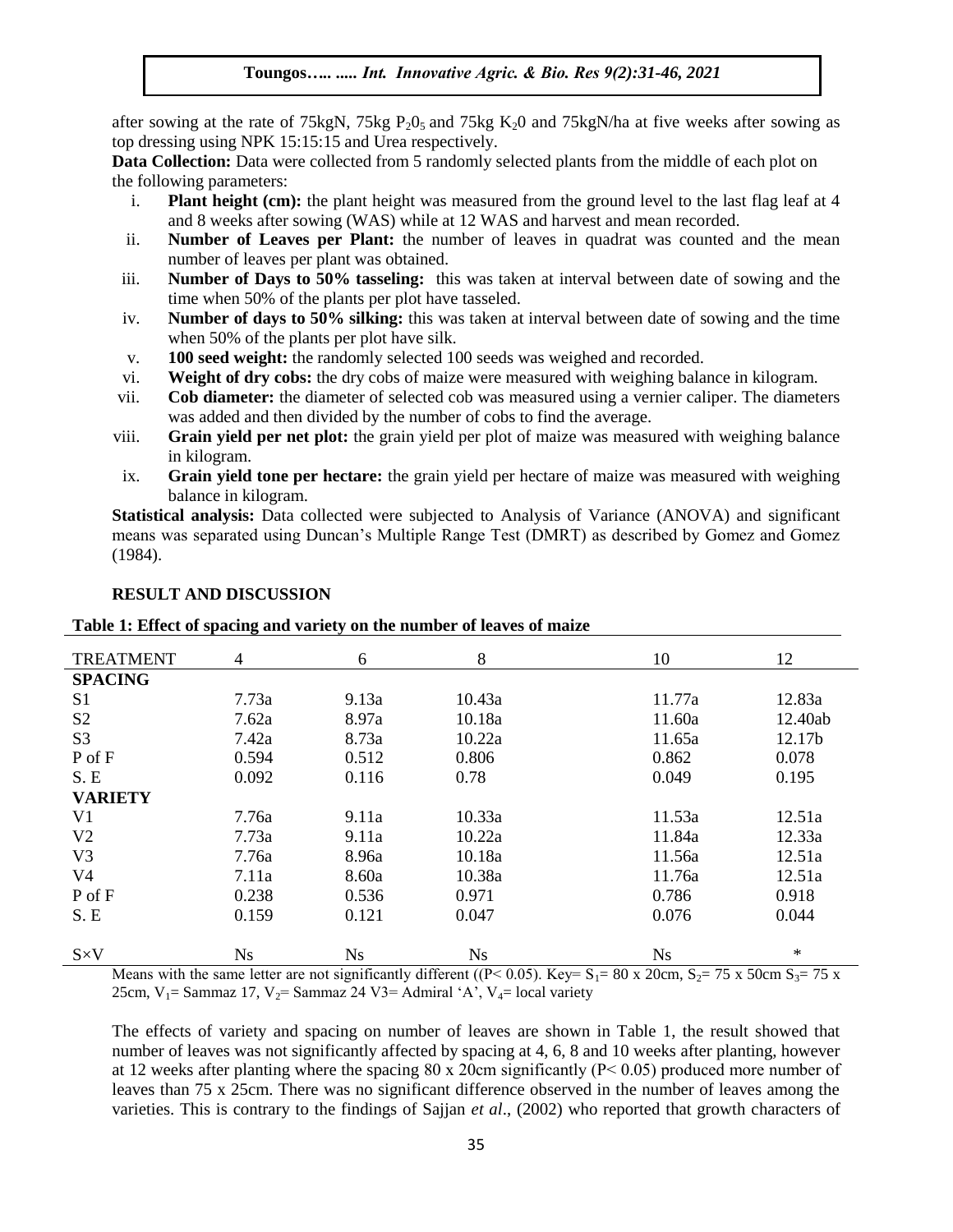after sowing at the rate of 75kgN, 75kg $P_2O_5$ and 75kg $K_2O$ and 75kgN/ha at five weeks after sowing as top dressing using NPK 15:15:15 and Urea respectively.

**Data Collection:** Data were collected from 5 randomly selected plants from the middle of each plot on the following parameters:

i. **Plant height (cm):** the plant height was measured from the ground level to the last flag leaf at 4 and 8 weeks after sowing (WAS) while at 12 WAS and harvest and mean recorded.
ii. **Number of Leaves per Plant:** the number of leaves in quadrat was counted and the mean number of leaves per plant was obtained.
iii. **Number of Days to 50% tasseling:** this was taken at interval between date of sowing and the time when 50% of the plants per plot have tasseled.
iv. **Number of days to 50% silking:** this was taken at interval between date of sowing and the time when 50% of the plants per plot have silk.
v. **100 seed weight:** the randomly selected 100 seeds was weighed and recorded.
vi. **Weight of dry cobs:** the dry cobs of maize were measured with weighing balance in kilogram.
vii. **Cob diameter:** the diameter of selected cob was measured using a vernier caliper. The diameters was added and then divided by the number of cobs to find the average.
viii. **Grain yield per net plot:** the grain yield per plot of maize was measured with weighing balance in kilogram.
ix. **Grain yield tone per hectare:** the grain yield per hectare of maize was measured with weighing balance in kilogram.

**Statistical analysis:** Data collected were subjected to Analysis of Variance (ANOVA) and significant means was separated using Duncan's Multiple Range Test (DMRT) as described by Gomez and Gomez (1984).

## RESULT AND DISCUSSION

**Table 1: Effect of spacing and variety on the number of leaves of maize**

| TREATMENT | 4 | 6 | 8 | 10 | 12 |
|---|---|---|---|---|---|
| **SPACING** | | | | | |
| S1 | 7.73a | 9.13a | 10.43a | 11.77a | 12.83a |
| S2 | 7.62a | 8.97a | 10.18a | 11.60a | 12.40ab |
| S3 | 7.42a | 8.73a | 10.22a | 11.65a | 12.17b |
| P of F | 0.594 | 0.512 | 0.806 | 0.862 | 0.078 |
| S. E | 0.092 | 0.116 | 0.78 | 0.049 | 0.195 |
| **VARIETY** | | | | | |
| V1 | 7.76a | 9.11a | 10.33a | 11.53a | 12.51a |
| V2 | 7.73a | 9.11a | 10.22a | 11.84a | 12.33a |
| V3 | 7.76a | 8.96a | 10.18a | 11.56a | 12.51a |
| V4 | 7.11a | 8.60a | 10.38a | 11.76a | 12.51a |
| P of F | 0.238 | 0.536 | 0.971 | 0.786 | 0.918 |
| S. E | 0.159 | 0.121 | 0.047 | 0.076 | 0.044 |
| S×V | Ns | Ns | Ns | Ns | * |

Means with the same letter are not significantly different (($P < 0.05$). Key= $S_1$= 80 x 20cm, $S_2$= 75 x 50cm $S_3$= 75 x 25cm, $V_1$= Sammaz 17, $V_2$= Sammaz 24 V3= Admiral 'A', $V_4$= local variety

The effects of variety and spacing on number of leaves are shown in Table 1, the result showed that number of leaves was not significantly affected by spacing at 4, 6, 8 and 10 weeks after planting, however at 12 weeks after planting where the spacing 80 x 20cm significantly ($P < 0.05$) produced more number of leaves than 75 x 25cm. There was no significant difference observed in the number of leaves among the varieties. This is contrary to the findings of Sajjan *et al*., (2002) who reported that growth characters of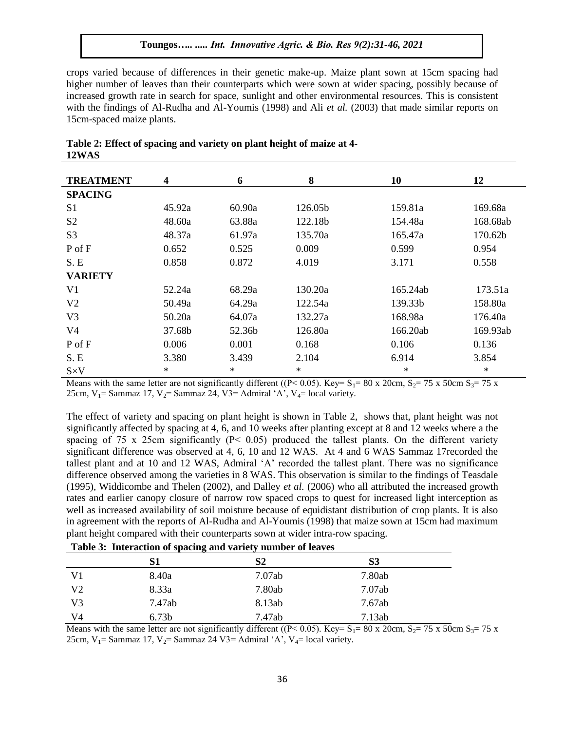crops varied because of differences in their genetic make-up. Maize plant sown at 15cm spacing had higher number of leaves than their counterparts which were sown at wider spacing, possibly because of increased growth rate in search for space, sunlight and other environmental resources. This is consistent with the findings of Al-Rudha and Al-Youmis (1998) and Ali *et al.* (2003) that made similar reports on 15cm-spaced maize plants.

**Table 2: Effect of spacing and variety on plant height of maize at 4-12WAS**

| TREATMENT | 4 | 6 | 8 | 10 | 12 |
|---|---|---|---|---|---|
| **SPACING** | | | | | |
| S1 | 45.92a | 60.90a | 126.05b | 159.81a | 169.68a |
| S2 | 48.60a | 63.88a | 122.18b | 154.48a | 168.68ab |
| S3 | 48.37a | 61.97a | 135.70a | 165.47a | 170.62b |
| P of F | 0.652 | 0.525 | 0.009 | 0.599 | 0.954 |
| S. E | 0.858 | 0.872 | 4.019 | 3.171 | 0.558 |
| **VARIETY** | | | | | |
| V1 | 52.24a | 68.29a | 130.20a | 165.24ab | 173.51a |
| V2 | 50.49a | 64.29a | 122.54a | 139.33b | 158.80a |
| V3 | 50.20a | 64.07a | 132.27a | 168.98a | 176.40a |
| V4 | 37.68b | 52.36b | 126.80a | 166.20ab | 169.93ab |
| P of F | 0.006 | 0.001 | 0.168 | 0.106 | 0.136 |
| S. E | 3.380 | 3.439 | 2.104 | 6.914 | 3.854 |
| S×V | * | * | * | * | * |

Means with the same letter are not significantly different (($P< 0.05$). Key= $S_1$= 80 x 20cm, $S_2$= 75 x 50cm $S_3$= 75 x 25cm, $V_1$= Sammaz 17, $V_2$= Sammaz 24, V3= Admiral 'A', $V_4$= local variety.

The effect of variety and spacing on plant height is shown in Table 2, shows that, plant height was not significantly affected by spacing at 4, 6, and 10 weeks after planting except at 8 and 12 weeks where a the spacing of 75 x 25cm significantly ($P< 0.05$) produced the tallest plants. On the different variety significant difference was observed at 4, 6, 10 and 12 WAS. At 4 and 6 WAS Sammaz 17recorded the tallest plant and at 10 and 12 WAS, Admiral 'A' recorded the tallest plant. There was no significance difference observed among the varieties in 8 WAS. This observation is similar to the findings of Teasdale (1995), Widdicombe and Thelen (2002), and Dalley *et al.* (2006) who all attributed the increased growth rates and earlier canopy closure of narrow row spaced crops to quest for increased light interception as well as increased availability of soil moisture because of equidistant distribution of crop plants. It is also in agreement with the reports of Al-Rudha and Al-Youmis (1998) that maize sown at 15cm had maximum plant height compared with their counterparts sown at wider intra-row spacing.

**Table 3: Interaction of spacing and variety number of leaves**

| | S1 | S2 | S3 |
|---|---|---|---|
| V1 | 8.40a | 7.07ab | 7.80ab |
| V2 | 8.33a | 7.80ab | 7.07ab |
| V3 | 7.47ab | 8.13ab | 7.67ab |
| V4 | 6.73b | 7.47ab | 7.13ab |

Means with the same letter are not significantly different (($P< 0.05$). Key= $S_1$= 80 x 20cm, $S_2$= 75 x 50cm $S_3$= 75 x 25cm, $V_1$= Sammaz 17, $V_2$= Sammaz 24 V3= Admiral 'A', $V_4$= local variety.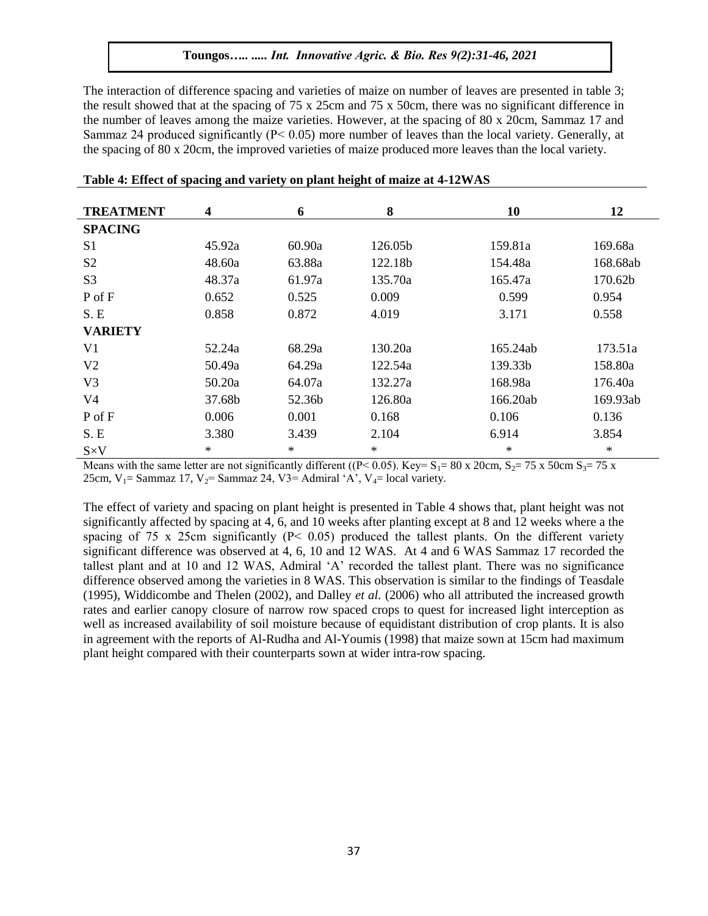The interaction of difference spacing and varieties of maize on number of leaves are presented in table 3; the result showed that at the spacing of 75 x 25cm and 75 x 50cm, there was no significant difference in the number of leaves among the maize varieties. However, at the spacing of 80 x 20cm, Sammaz 17 and Sammaz 24 produced significantly ($P < 0.05$) more number of leaves than the local variety. Generally, at the spacing of 80 x 20cm, the improved varieties of maize produced more leaves than the local variety.

**Table 4: Effect of spacing and variety on plant height of maize at 4-12WAS**

| TREATMENT | 4 | 6 | 8 | 10 | 12 |
|---|---|---|---|---|---|
| **SPACING** | | | | | |
| S1 | 45.92a | 60.90a | 126.05b | 159.81a | 169.68a |
| S2 | 48.60a | 63.88a | 122.18b | 154.48a | 168.68ab |
| S3 | 48.37a | 61.97a | 135.70a | 165.47a | 170.62b |
| P of F | 0.652 | 0.525 | 0.009 | 0.599 | 0.954 |
| S. E | 0.858 | 0.872 | 4.019 | 3.171 | 0.558 |
| **VARIETY** | | | | | |
| V1 | 52.24a | 68.29a | 130.20a | 165.24ab | 173.51a |
| V2 | 50.49a | 64.29a | 122.54a | 139.33b | 158.80a |
| V3 | 50.20a | 64.07a | 132.27a | 168.98a | 176.40a |
| V4 | 37.68b | 52.36b | 126.80a | 166.20ab | 169.93ab |
| P of F | 0.006 | 0.001 | 0.168 | 0.106 | 0.136 |
| S. E | 3.380 | 3.439 | 2.104 | 6.914 | 3.854 |
| S×V | * | * | * | * | * |

Means with the same letter are not significantly different (($P < 0.05$). Key= $S_1$= 80 x 20cm, $S_2$= 75 x 50cm $S_3$= 75 x 25cm, $V_1$= Sammaz 17, $V_2$= Sammaz 24, V3= Admiral 'A', $V_4$= local variety.

The effect of variety and spacing on plant height is presented in Table 4 shows that, plant height was not significantly affected by spacing at 4, 6, and 10 weeks after planting except at 8 and 12 weeks where a the spacing of 75 x 25cm significantly ($P < 0.05$) produced the tallest plants. On the different variety significant difference was observed at 4, 6, 10 and 12 WAS. At 4 and 6 WAS Sammaz 17 recorded the tallest plant and at 10 and 12 WAS, Admiral 'A' recorded the tallest plant. There was no significance difference observed among the varieties in 8 WAS. This observation is similar to the findings of Teasdale (1995), Widdicombe and Thelen (2002), and Dalley *et al.* (2006) who all attributed the increased growth rates and earlier canopy closure of narrow row spaced crops to quest for increased light interception as well as increased availability of soil moisture because of equidistant distribution of crop plants. It is also in agreement with the reports of Al-Rudha and Al-Youmis (1998) that maize sown at 15cm had maximum plant height compared with their counterparts sown at wider intra-row spacing.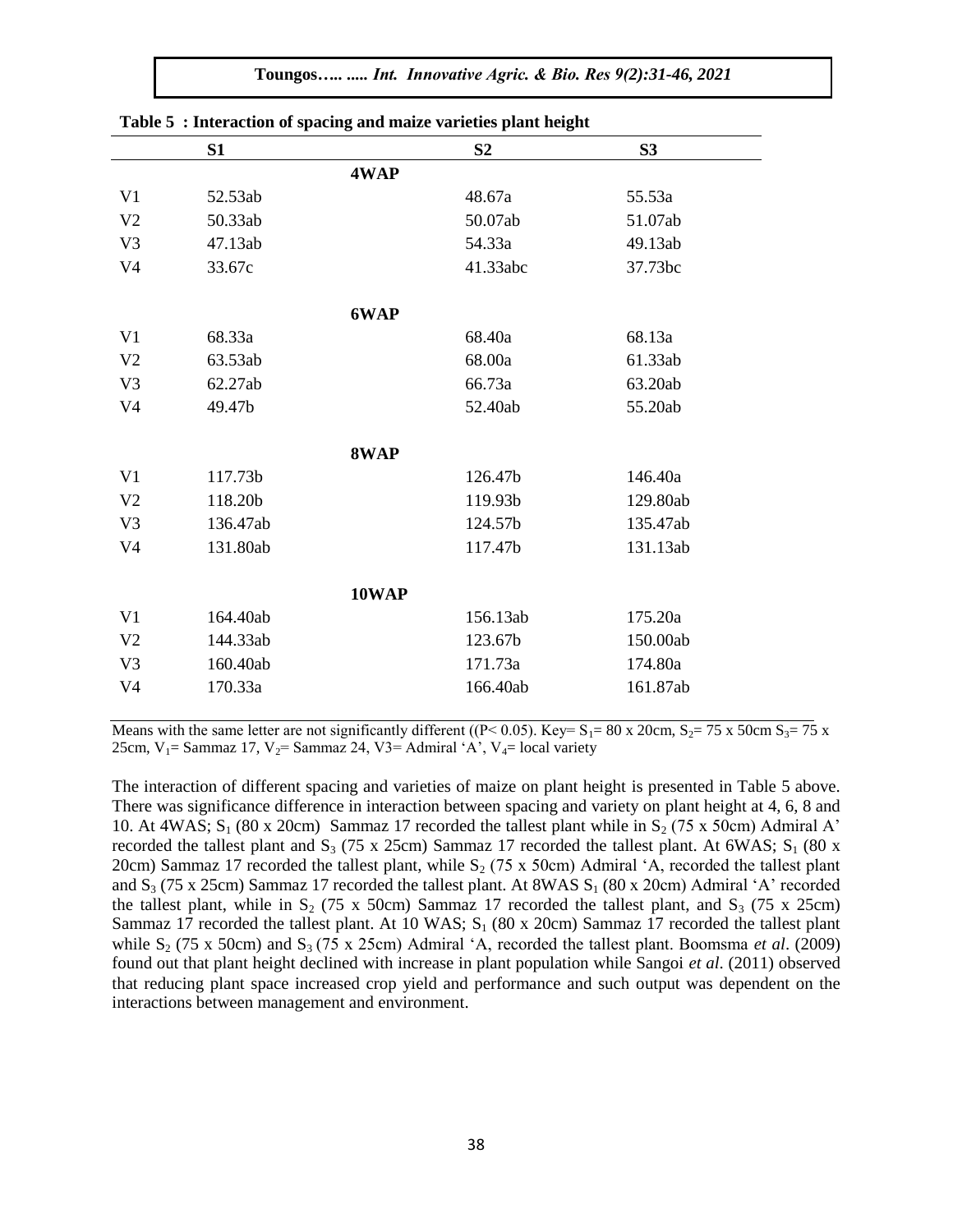**Table 5 : Interaction of spacing and maize varieties plant height**

| | S1 | S2 | S3 |
|---|---|---|---|
| | **4WAP** | | |
| V1 | 52.53ab | 48.67a | 55.53a |
| V2 | 50.33ab | 50.07ab | 51.07ab |
| V3 | 47.13ab | 54.33a | 49.13ab |
| V4 | 33.67c | 41.33abc | 37.73bc |
| | **6WAP** | | |
| V1 | 68.33a | 68.40a | 68.13a |
| V2 | 63.53ab | 68.00a | 61.33ab |
| V3 | 62.27ab | 66.73a | 63.20ab |
| V4 | 49.47b | 52.40ab | 55.20ab |
| | **8WAP** | | |
| V1 | 117.73b | 126.47b | 146.40a |
| V2 | 118.20b | 119.93b | 129.80ab |
| V3 | 136.47ab | 124.57b | 135.47ab |
| V4 | 131.80ab | 117.47b | 131.13ab |
| | **10WAP** | | |
| V1 | 164.40ab | 156.13ab | 175.20a |
| V2 | 144.33ab | 123.67b | 150.00ab |
| V3 | 160.40ab | 171.73a | 174.80a |
| V4 | 170.33a | 166.40ab | 161.87ab |

Means with the same letter are not significantly different ((P< 0.05). Key= $S_1$= 80 x 20cm, $S_2$= 75 x 50cm $S_3$= 75 x 25cm, $V_1$= Sammaz 17, $V_2$= Sammaz 24, V3= Admiral 'A', $V_4$= local variety

The interaction of different spacing and varieties of maize on plant height is presented in Table 5 above. There was significance difference in interaction between spacing and variety on plant height at 4, 6, 8 and 10. At 4WAS; $S_1$ (80 x 20cm) Sammaz 17 recorded the tallest plant while in $S_2$ (75 x 50cm) Admiral A' recorded the tallest plant and $S_3$ (75 x 25cm) Sammaz 17 recorded the tallest plant. At 6WAS; $S_1$ (80 x 20cm) Sammaz 17 recorded the tallest plant, while $S_2$ (75 x 50cm) Admiral 'A, recorded the tallest plant and $S_3$ (75 x 25cm) Sammaz 17 recorded the tallest plant. At 8WAS $S_1$ (80 x 20cm) Admiral 'A' recorded the tallest plant, while in $S_2$ (75 x 50cm) Sammaz 17 recorded the tallest plant, and $S_3$ (75 x 25cm) Sammaz 17 recorded the tallest plant. At 10 WAS; $S_1$ (80 x 20cm) Sammaz 17 recorded the tallest plant while $S_2$ (75 x 50cm) and $S_3$ (75 x 25cm) Admiral 'A, recorded the tallest plant. Boomsma *et al*. (2009) found out that plant height declined with increase in plant population while Sangoi *et al*. (2011) observed that reducing plant space increased crop yield and performance and such output was dependent on the interactions between management and environment.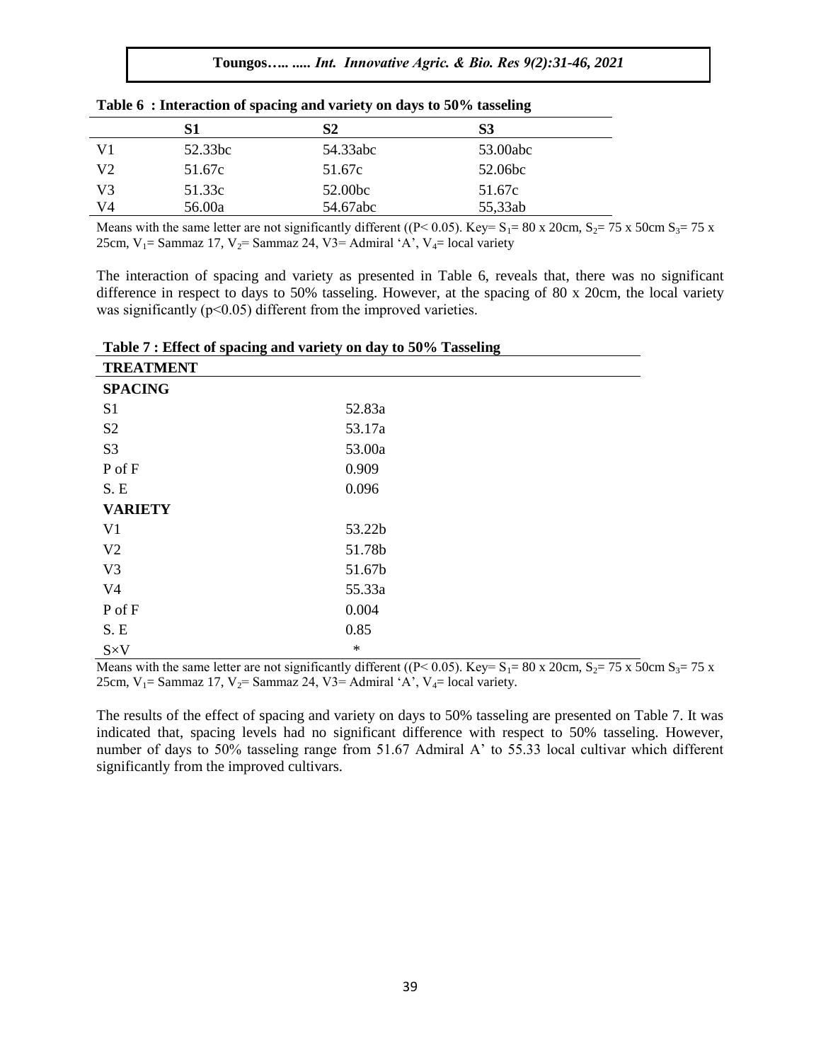**Table 6 : Interaction of spacing and variety on days to 50% tasseling**

| | S1 | S2 | S3 |
|---|---|---|---|
| V1 | 52.33bc | 54.33abc | 53.00abc |
| V2 | 51.67c | 51.67c | 52.06bc |
| V3 | 51.33c | 52.00bc | 51.67c |
| V4 | 56.00a | 54.67abc | 55,33ab |

Means with the same letter are not significantly different (($P< 0.05$). Key= $S_1$= 80 x 20cm, $S_2$= 75 x 50cm $S_3$= 75 x 25cm, $V_1$= Sammaz 17, $V_2$= Sammaz 24, V3= Admiral 'A', $V_4$= local variety

The interaction of spacing and variety as presented in Table 6, reveals that, there was no significant difference in respect to days to 50% tasseling. However, at the spacing of 80 x 20cm, the local variety was significantly ($p<0.05$) different from the improved varieties.

**Table 7 : Effect of spacing and variety on day to 50% Tasseling**

| TREATMENT | |
|---|---|
| **SPACING** | |
| S1 | 52.83a |
| S2 | 53.17a |
| S3 | 53.00a |
| P of F | 0.909 |
| S. E | 0.096 |
| **VARIETY** | |
| V1 | 53.22b |
| V2 | 51.78b |
| V3 | 51.67b |
| V4 | 55.33a |
| P of F | 0.004 |
| S. E | 0.85 |
| S×V | * |

Means with the same letter are not significantly different (($P< 0.05$). Key= $S_1$= 80 x 20cm, $S_2$= 75 x 50cm $S_3$= 75 x 25cm, $V_1$= Sammaz 17, $V_2$= Sammaz 24, V3= Admiral 'A', $V_4$= local variety.

The results of the effect of spacing and variety on days to 50% tasseling are presented on Table 7. It was indicated that, spacing levels had no significant difference with respect to 50% tasseling. However, number of days to 50% tasseling range from 51.67 Admiral A' to 55.33 local cultivar which different significantly from the improved cultivars.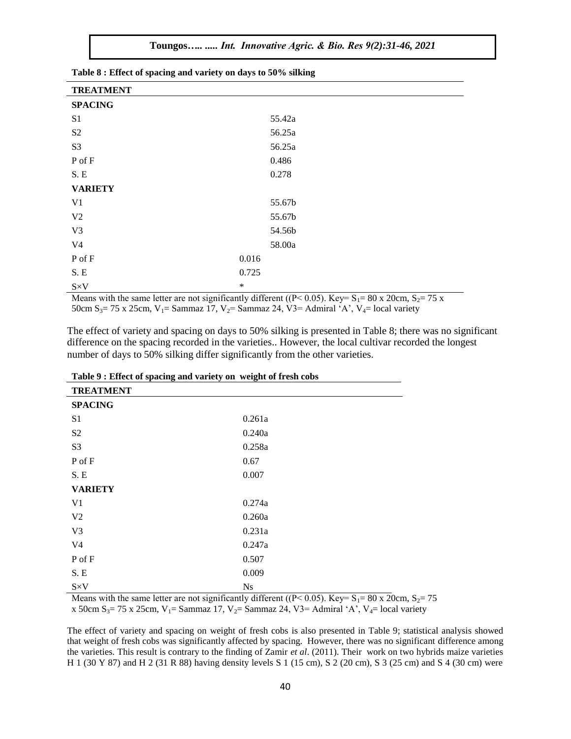**Table 8 : Effect of spacing and variety on days to 50% silking**

| TREATMENT | |
|---|---|
| **SPACING** | |
| S1 | 55.42a |
| S2 | 56.25a |
| S3 | 56.25a |
| P of F | 0.486 |
| S. E | 0.278 |
| **VARIETY** | |
| V1 | 55.67b |
| V2 | 55.67b |
| V3 | 54.56b |
| V4 | 58.00a |
| P of F | 0.016 |
| S. E | 0.725 |
| S×V | * |

Means with the same letter are not significantly different (($P < 0.05$). Key= $S_1$= 80 x 20cm, $S_2$= 75 x 50cm $S_3$= 75 x 25cm, $V_1$= Sammaz 17, $V_2$= Sammaz 24, V3= Admiral 'A', $V_4$= local variety

The effect of variety and spacing on days to 50% silking is presented in Table 8; there was no significant difference on the spacing recorded in the varieties.. However, the local cultivar recorded the longest number of days to 50% silking differ significantly from the other varieties.

**Table 9 : Effect of spacing and variety on weight of fresh cobs**

| TREATMENT | |
|---|---|
| **SPACING** | |
| S1 | 0.261a |
| S2 | 0.240a |
| S3 | 0.258a |
| P of F | 0.67 |
| S. E | 0.007 |
| **VARIETY** | |
| V1 | 0.274a |
| V2 | 0.260a |
| V3 | 0.231a |
| V4 | 0.247a |
| P of F | 0.507 |
| S. E | 0.009 |
| S×V | Ns |

Means with the same letter are not significantly different (($P < 0.05$). Key= $S_1$= 80 x 20cm, $S_2$= 75 x 50cm $S_3$= 75 x 25cm, $V_1$= Sammaz 17, $V_2$= Sammaz 24, V3= Admiral 'A', $V_4$= local variety

The effect of variety and spacing on weight of fresh cobs is also presented in Table 9; statistical analysis showed that weight of fresh cobs was significantly affected by spacing. However, there was no significant difference among the varieties. This result is contrary to the finding of Zamir *et al*. (2011). Their work on two hybrids maize varieties H 1 (30 Y 87) and H 2 (31 R 88) having density levels S 1 (15 cm), S 2 (20 cm), S 3 (25 cm) and S 4 (30 cm) were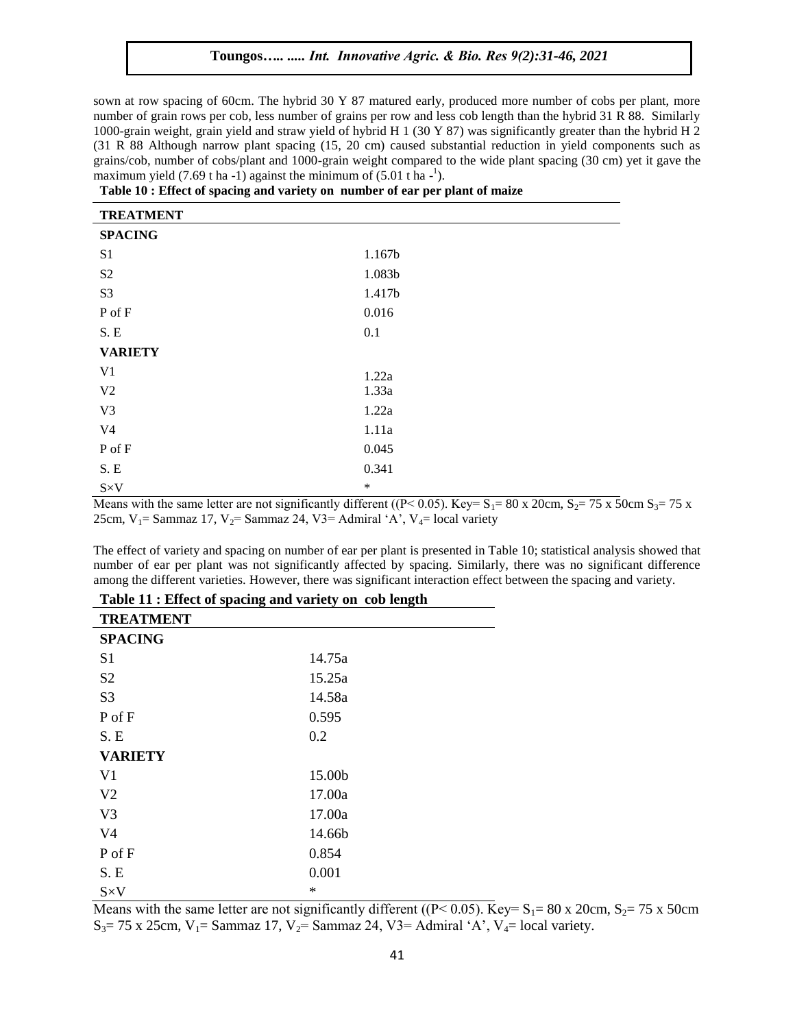sown at row spacing of 60cm. The hybrid 30 Y 87 matured early, produced more number of cobs per plant, more number of grain rows per cob, less number of grains per row and less cob length than the hybrid 31 R 88. Similarly 1000-grain weight, grain yield and straw yield of hybrid H 1 (30 Y 87) was significantly greater than the hybrid H 2 (31 R 88 Although narrow plant spacing (15, 20 cm) caused substantial reduction in yield components such as grains/cob, number of cobs/plant and 1000-grain weight compared to the wide plant spacing (30 cm) yet it gave the maximum yield (7.69 t ha -1) against the minimum of (5.01 t ha $-^{1}$).

**Table 10 : Effect of spacing and variety on number of ear per plant of maize**

| TREATMENT | |
|---|---|
| **SPACING** | |
| S1 | 1.167b |
| S2 | 1.083b |
| S3 | 1.417b |
| P of F | 0.016 |
| S. E | 0.1 |
| **VARIETY** | |
| V1 | 1.22a |
| V2 | 1.33a |
| V3 | 1.22a |
| V4 | 1.11a |
| P of F | 0.045 |
| S. E | 0.341 |
| S×V | * |

Means with the same letter are not significantly different ((P< 0.05). Key= $S_1$= 80 x 20cm, $S_2$= 75 x 50cm $S_3$= 75 x 25cm, $V_1$= Sammaz 17, $V_2$= Sammaz 24, V3= Admiral 'A', $V_4$= local variety

The effect of variety and spacing on number of ear per plant is presented in Table 10; statistical analysis showed that number of ear per plant was not significantly affected by spacing. Similarly, there was no significant difference among the different varieties. However, there was significant interaction effect between the spacing and variety.

**Table 11 : Effect of spacing and variety on cob length**

| TREATMENT | |
|---|---|
| **SPACING** | |
| S1 | 14.75a |
| S2 | 15.25a |
| S3 | 14.58a |
| P of F | 0.595 |
| S. E | 0.2 |
| **VARIETY** | |
| V1 | 15.00b |
| V2 | 17.00a |
| V3 | 17.00a |
| V4 | 14.66b |
| P of F | 0.854 |
| S. E | 0.001 |
| S×V | * |

Means with the same letter are not significantly different ((P< 0.05). Key= $S_1$= 80 x 20cm, $S_2$= 75 x 50cm $S_3$= 75 x 25cm, $V_1$= Sammaz 17, $V_2$= Sammaz 24, V3= Admiral 'A', $V_4$= local variety.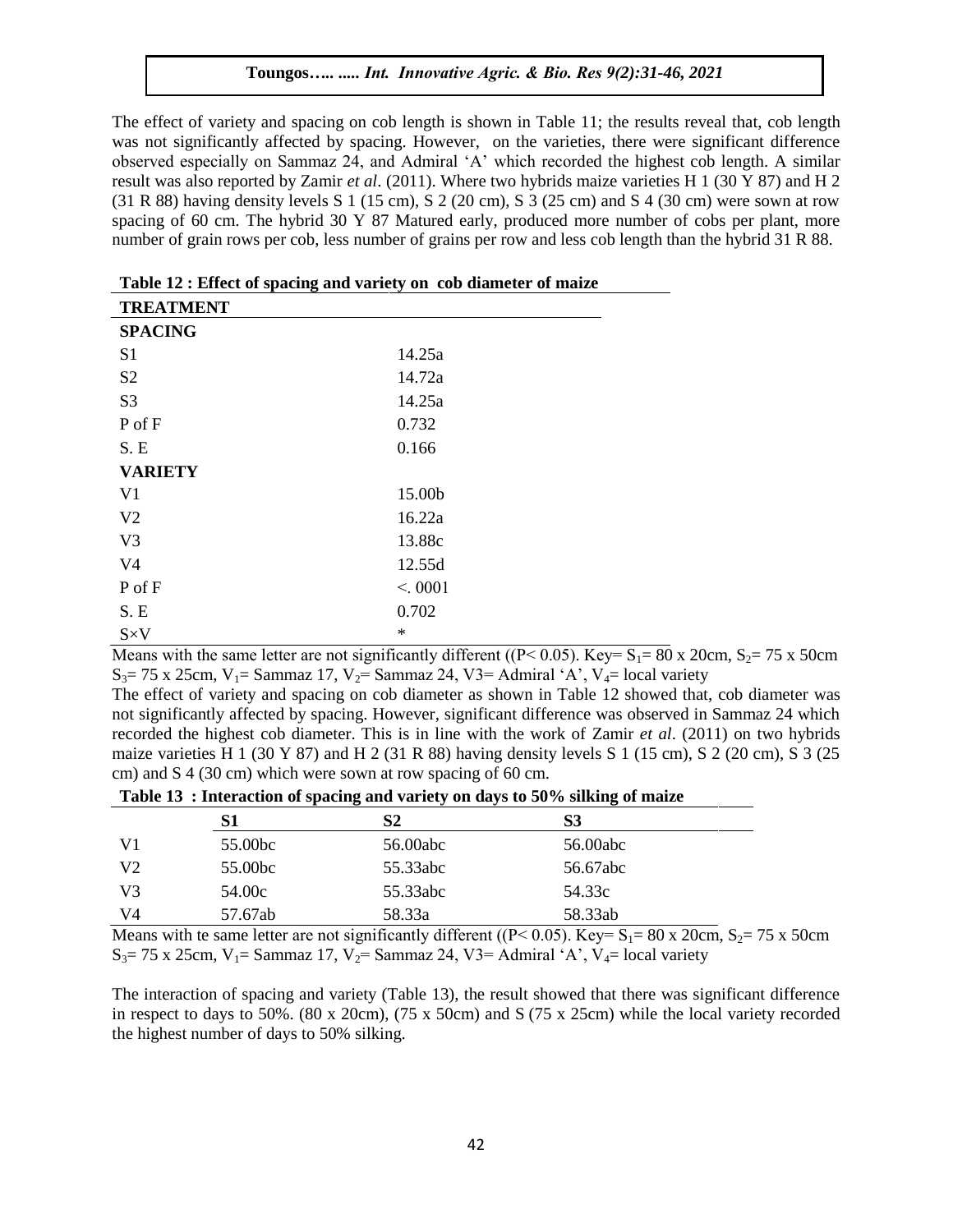The effect of variety and spacing on cob length is shown in Table 11; the results reveal that, cob length was not significantly affected by spacing. However, on the varieties, there were significant difference observed especially on Sammaz 24, and Admiral 'A' which recorded the highest cob length. A similar result was also reported by Zamir *et al*. (2011). Where two hybrids maize varieties H 1 (30 Y 87) and H 2 (31 R 88) having density levels S 1 (15 cm), S 2 (20 cm), S 3 (25 cm) and S 4 (30 cm) were sown at row spacing of 60 cm. The hybrid 30 Y 87 Matured early, produced more number of cobs per plant, more number of grain rows per cob, less number of grains per row and less cob length than the hybrid 31 R 88.

**Table 12 : Effect of spacing and variety on cob diameter of maize**

| **TREATMENT** | |
|---|---|
| **SPACING** | |
| S1 | 14.25a |
| S2 | 14.72a |
| S3 | 14.25a |
| P of F | 0.732 |
| S. E | 0.166 |
| **VARIETY** | |
| V1 | 15.00b |
| V2 | 16.22a |
| V3 | 13.88c |
| V4 | 12.55d |
| P of F | <. 0001 |
| S. E | 0.702 |
| S×V | * |

Means with the same letter are not significantly different (($P < 0.05$). Key= $S_1$= 80 x 20cm, $S_2$= 75 x 50cm $S_3$= 75 x 25cm, $V_1$= Sammaz 17, $V_2$= Sammaz 24, V3= Admiral 'A', $V_4$= local variety

The effect of variety and spacing on cob diameter as shown in Table 12 showed that, cob diameter was not significantly affected by spacing. However, significant difference was observed in Sammaz 24 which recorded the highest cob diameter. This is in line with the work of Zamir *et al*. (2011) on two hybrids maize varieties H 1 (30 Y 87) and H 2 (31 R 88) having density levels S 1 (15 cm), S 2 (20 cm), S 3 (25 cm) and S 4 (30 cm) which were sown at row spacing of 60 cm.

**Table 13 : Interaction of spacing and variety on days to 50% silking of maize**

| | S1 | S2 | S3 |
|---|---|---|---|
| V1 | 55.00bc | 56.00abc | 56.00abc |
| V2 | 55.00bc | 55.33abc | 56.67abc |
| V3 | 54.00c | 55.33abc | 54.33c |
| V4 | 57.67ab | 58.33a | 58.33ab |

Means with te same letter are not significantly different (($P < 0.05$). Key= $S_1$= 80 x 20cm, $S_2$= 75 x 50cm $S_3$= 75 x 25cm, $V_1$= Sammaz 17, $V_2$= Sammaz 24, V3= Admiral 'A', $V_4$= local variety

The interaction of spacing and variety (Table 13), the result showed that there was significant difference in respect to days to 50%. (80 x 20cm), (75 x 50cm) and S (75 x 25cm) while the local variety recorded the highest number of days to 50% silking.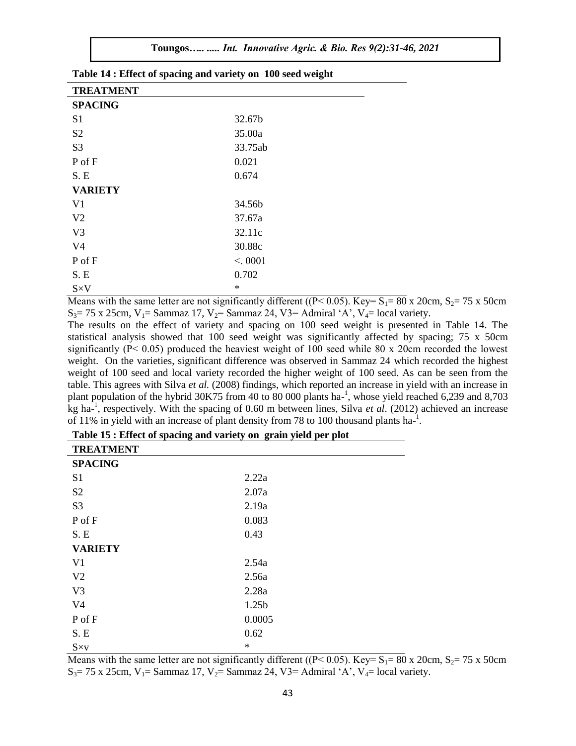**Table 14 : Effect of spacing and variety on 100 seed weight**

| TREATMENT | |
|---|---|
| **SPACING** | |
| S1 | 32.67b |
| S2 | 35.00a |
| S3 | 33.75ab |
| P of F | 0.021 |
| S. E | 0.674 |
| **VARIETY** | |
| V1 | 34.56b |
| V2 | 37.67a |
| V3 | 32.11c |
| V4 | 30.88c |
| P of F | <. 0001 |
| S. E | 0.702 |
| S×V | * |

Means with the same letter are not significantly different (($P< 0.05$). Key= $S_1$= 80 x 20cm, $S_2$= 75 x 50cm $S_3$= 75 x 25cm, $V_1$= Sammaz 17, $V_2$= Sammaz 24, V3= Admiral 'A', $V_4$= local variety.

The results on the effect of variety and spacing on 100 seed weight is presented in Table 14. The statistical analysis showed that 100 seed weight was significantly affected by spacing; 75 x 50cm significantly ($P< 0.05$) produced the heaviest weight of 100 seed while 80 x 20cm recorded the lowest weight. On the varieties, significant difference was observed in Sammaz 24 which recorded the highest weight of 100 seed and local variety recorded the higher weight of 100 seed. As can be seen from the table. This agrees with Silva *et al.* (2008) findings, which reported an increase in yield with an increase in plant population of the hybrid 30K75 from 40 to 80 000 plants ha-$^1$, whose yield reached 6,239 and 8,703 kg ha-$^1$, respectively. With the spacing of 0.60 m between lines, Silva *et al*. (2012) achieved an increase of 11% in yield with an increase of plant density from 78 to 100 thousand plants ha-$^1$.

**Table 15 : Effect of spacing and variety on grain yield per plot**

| TREATMENT | |
|---|---|
| **SPACING** | |
| S1 | 2.22a |
| S2 | 2.07a |
| S3 | 2.19a |
| P of F | 0.083 |
| S. E | 0.43 |
| **VARIETY** | |
| V1 | 2.54a |
| V2 | 2.56a |
| V3 | 2.28a |
| V4 | 1.25b |
| P of F | 0.0005 |
| S. E | 0.62 |
| S×v | * |

Means with the same letter are not significantly different (($P< 0.05$). Key= $S_1$= 80 x 20cm, $S_2$= 75 x 50cm $S_3$= 75 x 25cm, $V_1$= Sammaz 17, $V_2$= Sammaz 24, V3= Admiral 'A', $V_4$= local variety.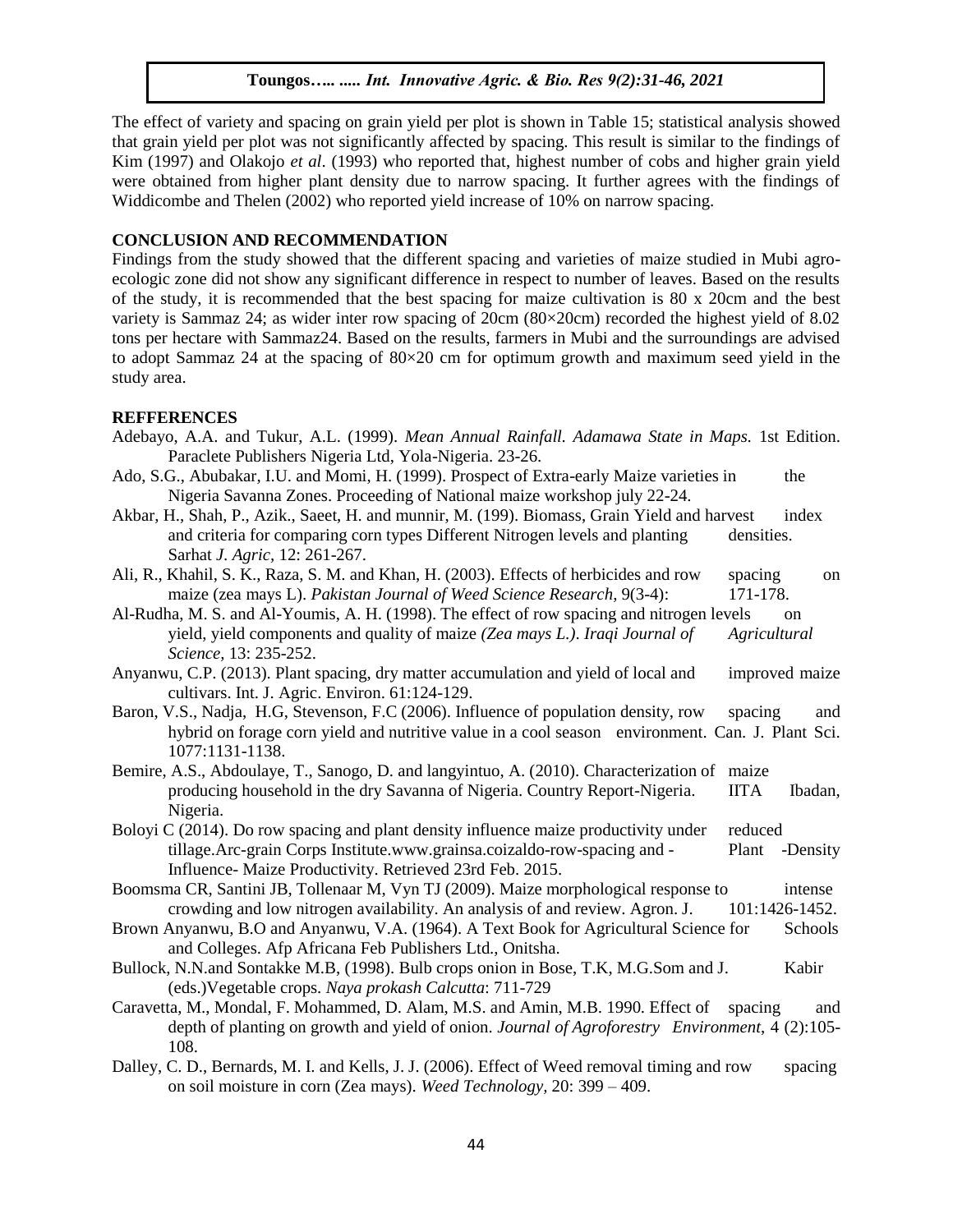The effect of variety and spacing on grain yield per plot is shown in Table 15; statistical analysis showed that grain yield per plot was not significantly affected by spacing. This result is similar to the findings of Kim (1997) and Olakojo *et al*. (1993) who reported that, highest number of cobs and higher grain yield were obtained from higher plant density due to narrow spacing. It further agrees with the findings of Widdicombe and Thelen (2002) who reported yield increase of 10% on narrow spacing.

## CONCLUSION AND RECOMMENDATION

Findings from the study showed that the different spacing and varieties of maize studied in Mubi agro-ecologic zone did not show any significant difference in respect to number of leaves. Based on the results of the study, it is recommended that the best spacing for maize cultivation is 80 x 20cm and the best variety is Sammaz 24; as wider inter row spacing of 20cm (80×20cm) recorded the highest yield of 8.02 tons per hectare with Sammaz24. Based on the results, farmers in Mubi and the surroundings are advised to adopt Sammaz 24 at the spacing of 80×20 cm for optimum growth and maximum seed yield in the study area.

## REFFERENCES

Adebayo, A.A. and Tukur, A.L. (1999). *Mean Annual Rainfall. Adamawa State in Maps.* 1st Edition. Paraclete Publishers Nigeria Ltd, Yola-Nigeria. 23-26.

Ado, S.G., Abubakar, I.U. and Momi, H. (1999). Prospect of Extra-early Maize varieties in the Nigeria Savanna Zones. Proceeding of National maize workshop july 22-24.

Akbar, H., Shah, P., Azik., Saeet, H. and munnir, M. (199). Biomass, Grain Yield and harvest index and criteria for comparing corn types Different Nitrogen levels and planting densities. Sarhat *J. Agric*, 12: 261-267.

Ali, R., Khahil, S. K., Raza, S. M. and Khan, H. (2003). Effects of herbicides and row spacing on maize (zea mays L). *Pakistan Journal of Weed Science Research*, 9(3-4): 171-178.

Al-Rudha, M. S. and Al-Youmis, A. H. (1998). The effect of row spacing and nitrogen levels on yield, yield components and quality of maize *(Zea mays L.)*. *Iraqi Journal of Agricultural Science,* 13: 235-252.

Anyanwu, C.P. (2013). Plant spacing, dry matter accumulation and yield of local and improved maize cultivars. Int. J. Agric. Environ. 61:124-129.

Baron, V.S., Nadja, H.G, Stevenson, F.C (2006). Influence of population density, row spacing and hybrid on forage corn yield and nutritive value in a cool season environment. Can. J. Plant Sci. 1077:1131-1138.

Bemire, A.S., Abdoulaye, T., Sanogo, D. and langyintuo, A. (2010). Characterization of maize producing household in the dry Savanna of Nigeria. Country Report-Nigeria. IITA Ibadan, Nigeria.

Boloyi C (2014). Do row spacing and plant density influence maize productivity under reduced tillage.Arc-grain Corps Institute.www.grainsa.coizaldo-row-spacing and - Plant -Density Influence- Maize Productivity. Retrieved 23rd Feb. 2015.

Boomsma CR, Santini JB, Tollenaar M, Vyn TJ (2009). Maize morphological response to intense crowding and low nitrogen availability. An analysis of and review. Agron. J. 101:1426-1452.

Brown Anyanwu, B.O and Anyanwu, V.A. (1964). A Text Book for Agricultural Science for Schools and Colleges. Afp Africana Feb Publishers Ltd., Onitsha.

Bullock, N.N.and Sontakke M.B, (1998). Bulb crops onion in Bose, T.K, M.G.Som and J. Kabir (eds.)Vegetable crops. *Naya prokash Calcutta*: 711-729

Caravetta, M., Mondal, F. Mohammed, D. Alam, M.S. and Amin, M.B. 1990. Effect of spacing and depth of planting on growth and yield of onion. *Journal of Agroforestry Environment*, 4 (2):105-108.

Dalley, C. D., Bernards, M. I. and Kells, J. J. (2006). Effect of Weed removal timing and row spacing on soil moisture in corn (Zea mays). *Weed Technology,* 20: 399 – 409.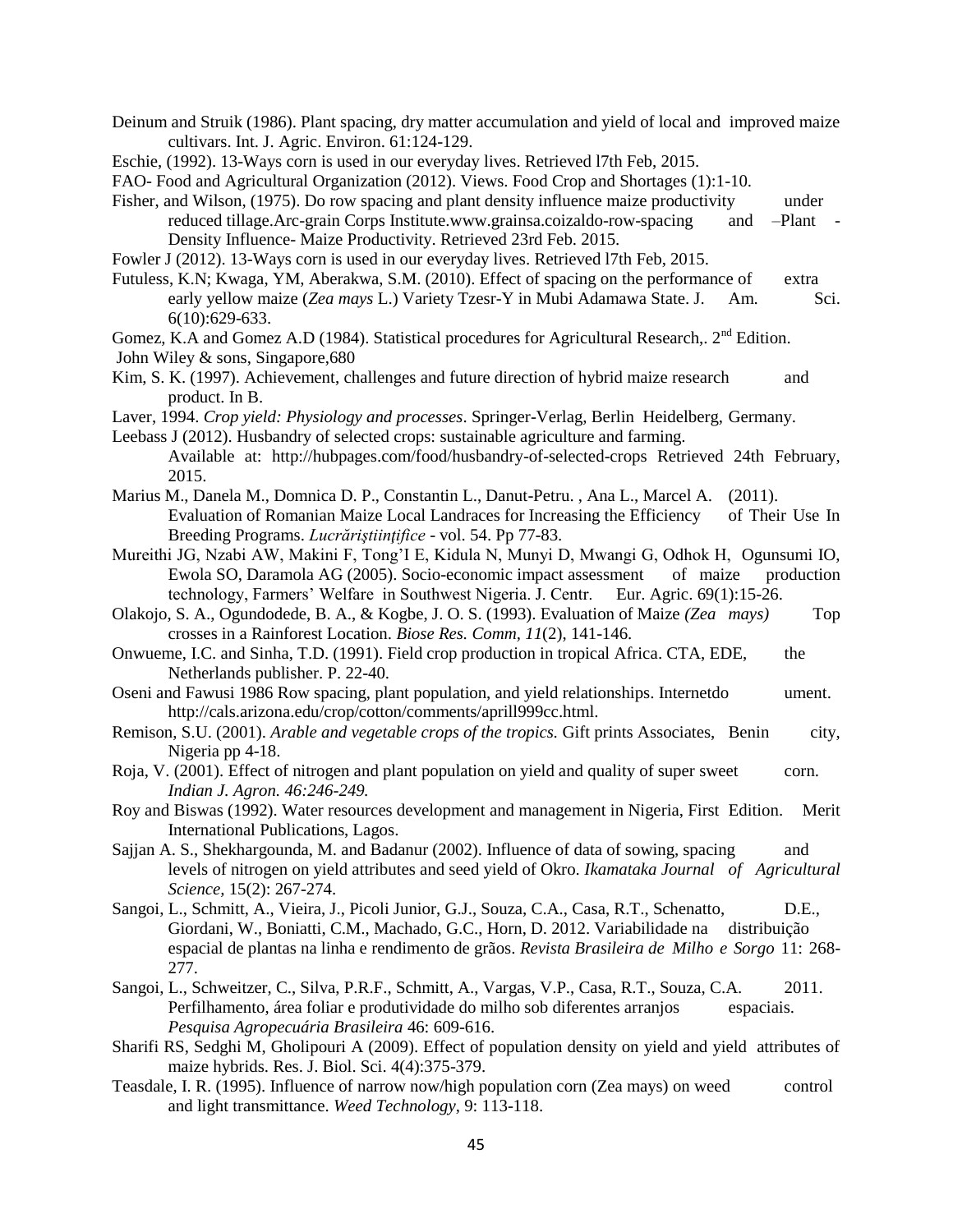Deinum and Struik (1986). Plant spacing, dry matter accumulation and yield of local and improved maize cultivars. Int. J. Agric. Environ. 61:124-129.

Eschie, (1992). 13-Ways corn is used in our everyday lives. Retrieved l7th Feb, 2015.

FAO- Food and Agricultural Organization (2012). Views. Food Crop and Shortages (1):1-10.

Fisher, and Wilson, (1975). Do row spacing and plant density influence maize productivity under reduced tillage.Arc-grain Corps Institute.www.grainsa.coizaldo-row-spacing and –Plant - Density Influence- Maize Productivity. Retrieved 23rd Feb. 2015.

Fowler J (2012). 13-Ways corn is used in our everyday lives. Retrieved l7th Feb, 2015.

Futuless, K.N; Kwaga, YM, Aberakwa, S.M. (2010). Effect of spacing on the performance of extra early yellow maize (*Zea mays* L.) Variety Tzesr-Y in Mubi Adamawa State. J. Am. Sci. 6(10):629-633.

Gomez, K.A and Gomez A.D (1984). Statistical procedures for Agricultural Research,. 2nd Edition. John Wiley & sons, Singapore,680

Kim, S. K. (1997). Achievement, challenges and future direction of hybrid maize research and product. In B.

Laver, 1994. *Crop yield: Physiology and processes*. Springer-Verlag, Berlin Heidelberg, Germany.

Leebass J (2012). Husbandry of selected crops: sustainable agriculture and farming. Available at: http://hubpages.com/food/husbandry-of-selected-crops Retrieved 24th February, 2015.

Marius M., Danela M., Domnica D. P., Constantin L., Danut-Petru. , Ana L., Marcel A. (2011). Evaluation of Romanian Maize Local Landraces for Increasing the Efficiency of Their Use In Breeding Programs. *Lucrăriştiinţifice* - vol. 54. Pp 77-83.

Mureithi JG, Nzabi AW, Makini F, Tong'I E, Kidula N, Munyi D, Mwangi G, Odhok H, Ogunsumi IO, Ewola SO, Daramola AG (2005). Socio-economic impact assessment of maize production technology, Farmers' Welfare in Southwest Nigeria. J. Centr. Eur. Agric. 69(1):15-26.

Olakojo, S. A., Ogundodede, B. A., & Kogbe, J. O. S. (1993). Evaluation of Maize *(Zea mays)* Top crosses in a Rainforest Location. *Biose Res. Comm*, *11*(2), 141-146.

Onwueme, I.C. and Sinha, T.D. (1991). Field crop production in tropical Africa. CTA, EDE, the Netherlands publisher. P. 22-40.

Oseni and Fawusi 1986 Row spacing, plant population, and yield relationships. Internetdo ument. http://cals.arizona.edu/crop/cotton/comments/aprill999cc.html.

Remison, S.U. (2001). *Arable and vegetable crops of the tropics.* Gift prints Associates, Benin city, Nigeria pp 4-18.

Roja, V. (2001). Effect of nitrogen and plant population on yield and quality of super sweet corn. *Indian J. Agron. 46:246-249.*

Roy and Biswas (1992). Water resources development and management in Nigeria, First Edition. Merit International Publications, Lagos.

Sajjan A. S., Shekhargounda, M. and Badanur (2002). Influence of data of sowing, spacing and levels of nitrogen on yield attributes and seed yield of Okro. *Ikamataka Journal of Agricultural Science*, 15(2): 267-274.

Sangoi, L., Schmitt, A., Vieira, J., Picoli Junior, G.J., Souza, C.A., Casa, R.T., Schenatto, D.E., Giordani, W., Boniatti, C.M., Machado, G.C., Horn, D. 2012. Variabilidade na distribuição espacial de plantas na linha e rendimento de grãos. *Revista Brasileira de Milho e Sorgo* 11: 268-277.

Sangoi, L., Schweitzer, C., Silva, P.R.F., Schmitt, A., Vargas, V.P., Casa, R.T., Souza, C.A. 2011. Perfilhamento, área foliar e produtividade do milho sob diferentes arranjos espaciais. *Pesquisa Agropecuária Brasileira* 46: 609-616.

Sharifi RS, Sedghi M, Gholipouri A (2009). Effect of population density on yield and yield attributes of maize hybrids. Res. J. Biol. Sci. 4(4):375-379.

Teasdale, I. R. (1995). Influence of narrow now/high population corn (Zea mays) on weed control and light transmittance. *Weed Technology*, 9: 113-118.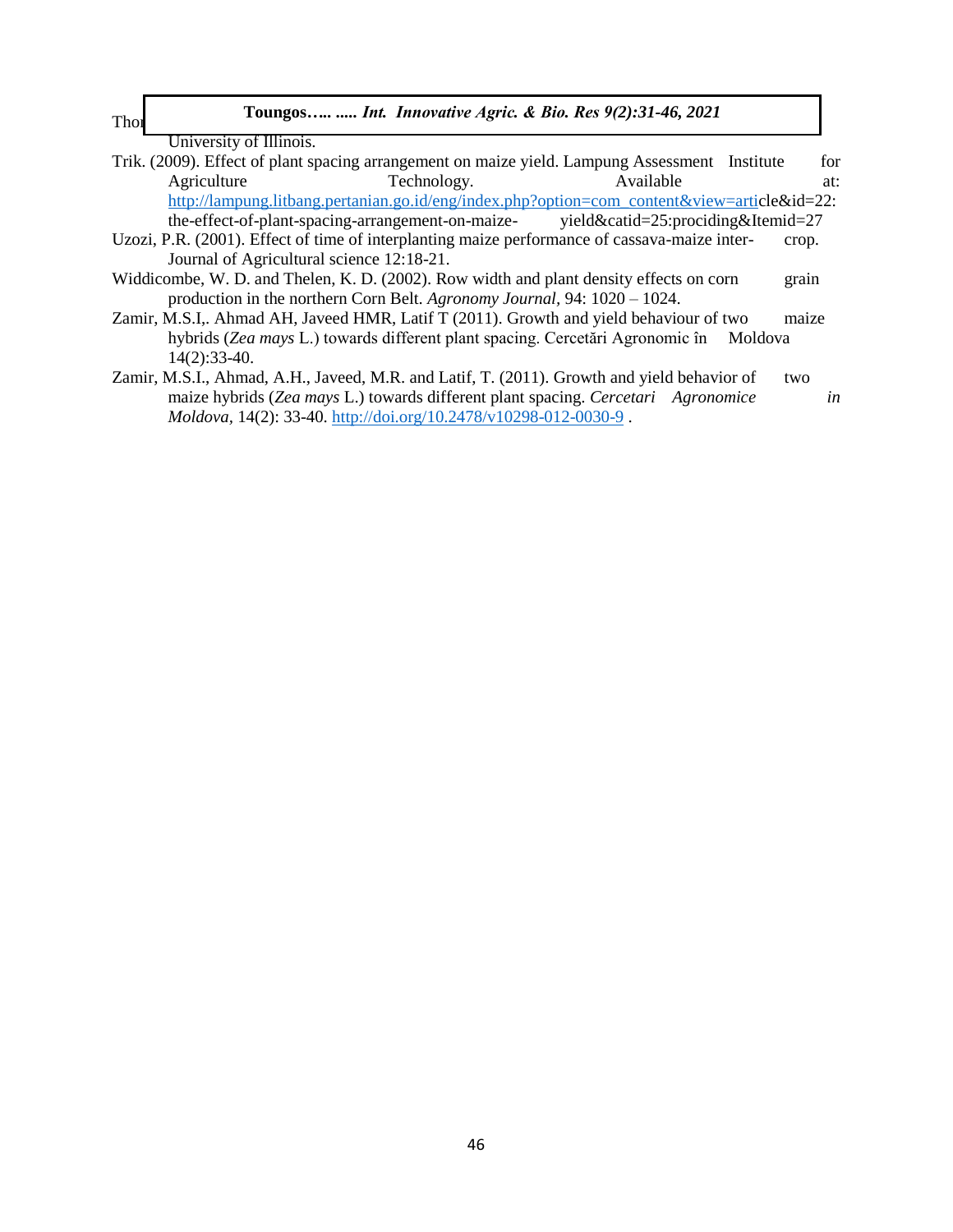Tho... University of Illinois.

Trik. (2009). Effect of plant spacing arrangement on maize yield. Lampung Assessment Institute for Agriculture Technology. Available at: http://lampung.litbang.pertanian.go.id/eng/index.php?option=com_content&view=article&id=22:the-effect-of-plant-spacing-arrangement-on-maize- yield&catid=25:prociding&Itemid=27

Uzozi, P.R. (2001). Effect of time of interplanting maize performance of cassava-maize inter- crop. Journal of Agricultural science 12:18-21.

Widdicombe, W. D. and Thelen, K. D. (2002). Row width and plant density effects on corn grain production in the northern Corn Belt. *Agronomy Journal*, 94: 1020 – 1024.

Zamir, M.S.I,. Ahmad AH, Javeed HMR, Latif T (2011). Growth and yield behaviour of two maize hybrids (*Zea mays* L.) towards different plant spacing. Cercetări Agronomic în Moldova 14(2):33-40.

Zamir, M.S.I., Ahmad, A.H., Javeed, M.R. and Latif, T. (2011). Growth and yield behavior of two maize hybrids (*Zea mays* L.) towards different plant spacing. *Cercetari Agronomice in Moldova*, 14(2): 33-40. http://doi.org/10.2478/v10298-012-0030-9 .